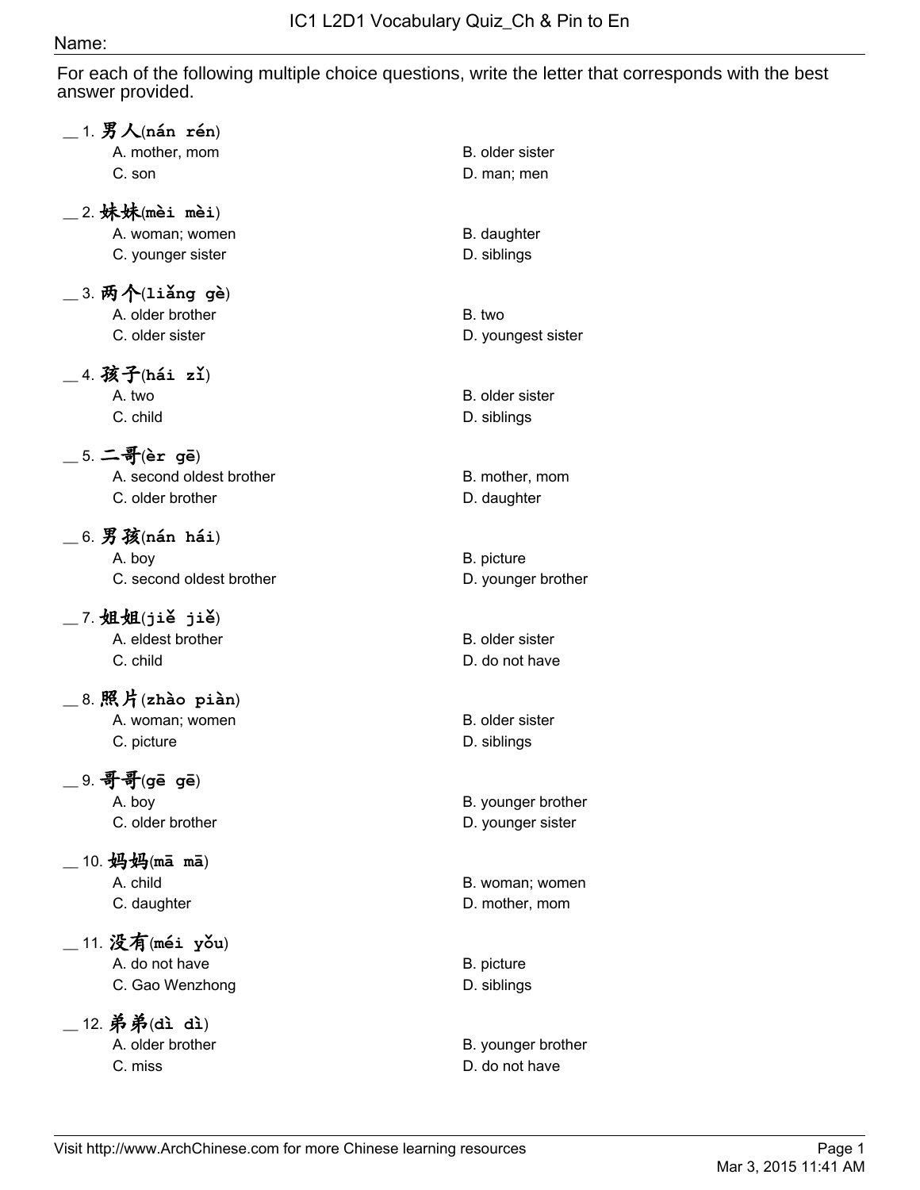# IC1 L2D1 Vocabulary Quiz_Ch & Pin to En

Name:

For each of the following multiple choice questions, write the letter that corresponds with the best answer provided.

__ 1. 男人(nán rén)
- A. mother, mom
- B. older sister
- C. son
- D. man; men

__ 2. 妹妹(mèi mèi)
- A. woman; women
- B. daughter
- C. younger sister
- D. siblings

__ 3. 两个(liǎng gè)
- A. older brother
- B. two
- C. older sister
- D. youngest sister

__ 4. 孩子(hái zǐ)
- A. two
- B. older sister
- C. child
- D. siblings

__ 5. 二哥(èr gē)
- A. second oldest brother
- B. mother, mom
- C. older brother
- D. daughter

__ 6. 男孩(nán hái)
- A. boy
- B. picture
- C. second oldest brother
- D. younger brother

__ 7. 姐姐(jiě jiě)
- A. eldest brother
- B. older sister
- C. child
- D. do not have

__ 8. 照片(zhào piàn)
- A. woman; women
- B. older sister
- C. picture
- D. siblings

__ 9. 哥哥(gē gē)
- A. boy
- B. younger brother
- C. older brother
- D. younger sister

__ 10. 妈妈(mā mā)
- A. child
- B. woman; women
- C. daughter
- D. mother, mom

__ 11. 没有(méi yǒu)
- A. do not have
- B. picture
- C. Gao Wenzhong
- D. siblings

__ 12. 弟弟(dì dì)
- A. older brother
- B. younger brother
- C. miss
- D. do not have

Visit http://www.ArchChinese.com for more Chinese learning resources

Mar 3, 2015 11:41 AM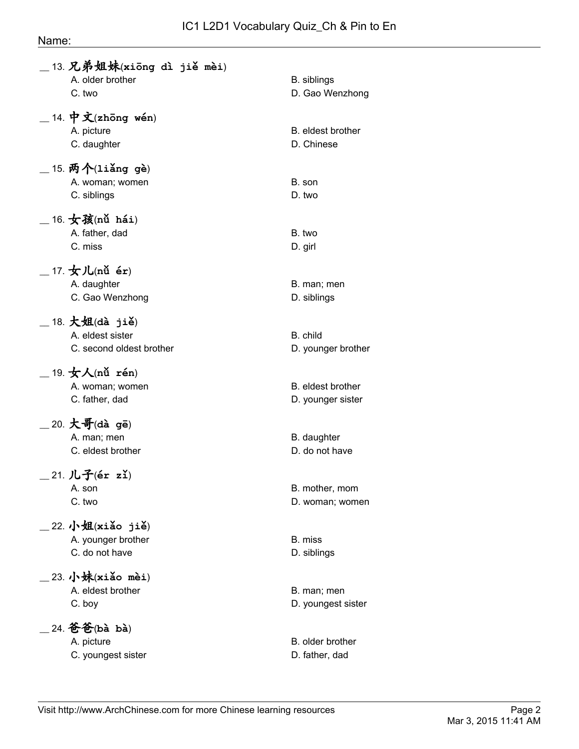Name:

__ 13. **兄弟姐妹**(**xiōng dì jiě mèi**)
- A. older brother
- B. siblings
- C. two
- D. Gao Wenzhong

__ 14. **中文**(**zhōng wén**)
- A. picture
- B. eldest brother
- C. daughter
- D. Chinese

__ 15. **两个**(**liǎng gè**)
- A. woman; women
- B. son
- C. siblings
- D. two

__ 16. **女孩**(**nǚ hái**)
- A. father, dad
- B. two
- C. miss
- D. girl

__ 17. **女儿**(**nǚ ér**)
- A. daughter
- B. man; men
- C. Gao Wenzhong
- D. siblings

__ 18. **大姐**(**dà jiě**)
- A. eldest sister
- B. child
- C. second oldest brother
- D. younger brother

__ 19. **女人**(**nǚ rén**)
- A. woman; women
- B. eldest brother
- C. father, dad
- D. younger sister

__ 20. **大哥**(**dà gē**)
- A. man; men
- B. daughter
- C. eldest brother
- D. do not have

__ 21. **儿子**(**ér zǐ**)
- A. son
- B. mother, mom
- C. two
- D. woman; women

__ 22. **小姐**(**xiǎo jiě**)
- A. younger brother
- B. miss
- C. do not have
- D. siblings

__ 23. **小妹**(**xiǎo mèi**)
- A. eldest brother
- B. man; men
- C. boy
- D. youngest sister

__ 24. **爸爸**(**bà bà**)
- A. picture
- B. older brother
- C. youngest sister
- D. father, dad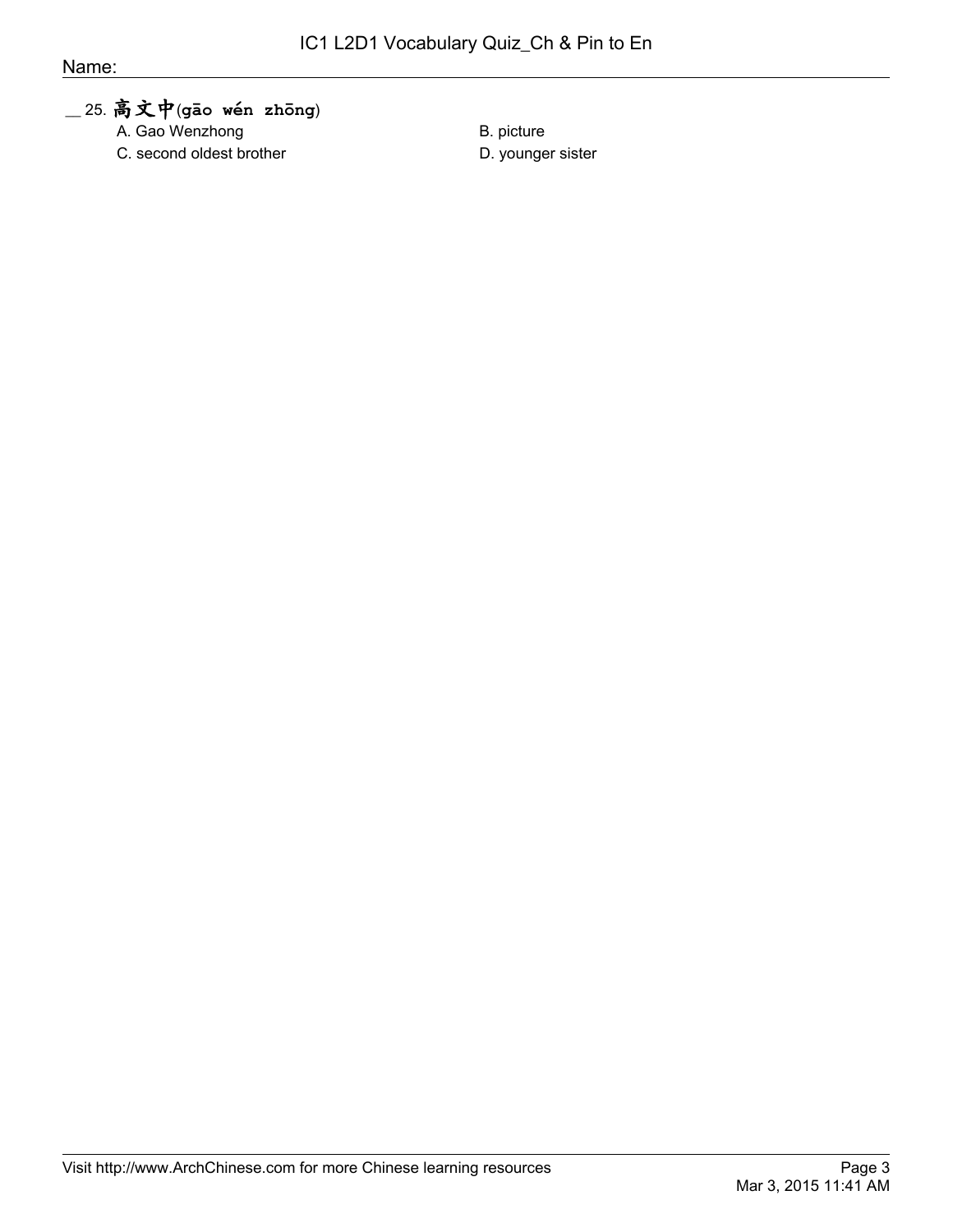__ 25. **高文中**(**gāo wén zhōng**)

A. Gao Wenzhong

B. picture

C. second oldest brother

D. younger sister